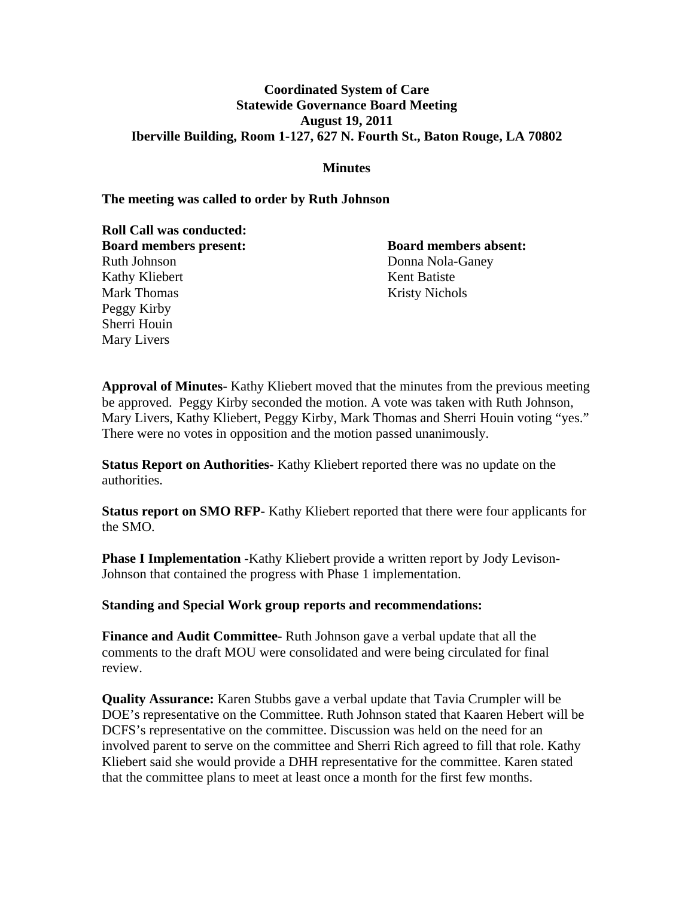**Coordinated System of Care**
**Statewide Governance Board Meeting**
**August 19, 2011**
**Iberville Building, Room 1-127, 627 N. Fourth St., Baton Rouge, LA 70802**

**Minutes**

**The meeting was called to order by Ruth Johnson**

**Roll Call was conducted:**

**Board members present:**
Ruth Johnson
Kathy Kliebert
Mark Thomas
Peggy Kirby
Sherri Houin
Mary Livers

**Board members absent:**
Donna Nola-Ganey
Kent Batiste
Kristy Nichols

**Approval of Minutes-** Kathy Kliebert moved that the minutes from the previous meeting be approved. Peggy Kirby seconded the motion. A vote was taken with Ruth Johnson, Mary Livers, Kathy Kliebert, Peggy Kirby, Mark Thomas and Sherri Houin voting "yes." There were no votes in opposition and the motion passed unanimously.

**Status Report on Authorities-** Kathy Kliebert reported there was no update on the authorities.

**Status report on SMO RFP-** Kathy Kliebert reported that there were four applicants for the SMO.

**Phase I Implementation** -Kathy Kliebert provide a written report by Jody Levison-Johnson that contained the progress with Phase 1 implementation.

**Standing and Special Work group reports and recommendations:**

**Finance and Audit Committee-** Ruth Johnson gave a verbal update that all the comments to the draft MOU were consolidated and were being circulated for final review.

**Quality Assurance:** Karen Stubbs gave a verbal update that Tavia Crumpler will be DOE's representative on the Committee. Ruth Johnson stated that Kaaren Hebert will be DCFS's representative on the committee. Discussion was held on the need for an involved parent to serve on the committee and Sherri Rich agreed to fill that role. Kathy Kliebert said she would provide a DHH representative for the committee. Karen stated that the committee plans to meet at least once a month for the first few months.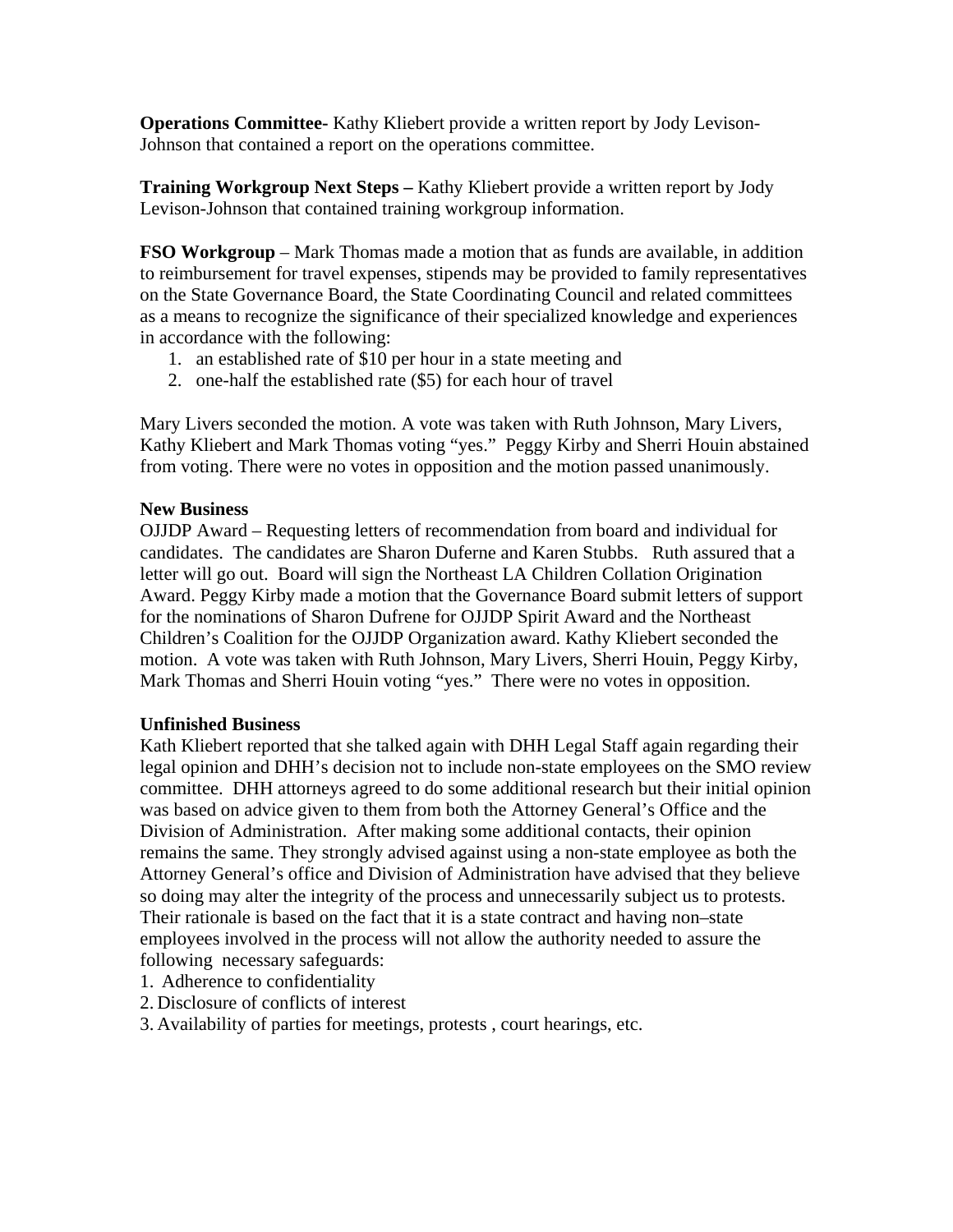**Operations Committee-** Kathy Kliebert provide a written report by Jody Levison-Johnson that contained a report on the operations committee.

**Training Workgroup Next Steps –** Kathy Kliebert provide a written report by Jody Levison-Johnson that contained training workgroup information.

**FSO Workgroup** – Mark Thomas made a motion that as funds are available, in addition to reimbursement for travel expenses, stipends may be provided to family representatives on the State Governance Board, the State Coordinating Council and related committees as a means to recognize the significance of their specialized knowledge and experiences in accordance with the following:

1. an established rate of $10 per hour in a state meeting and
2. one-half the established rate ($5) for each hour of travel

Mary Livers seconded the motion. A vote was taken with Ruth Johnson, Mary Livers, Kathy Kliebert and Mark Thomas voting "yes." Peggy Kirby and Sherri Houin abstained from voting. There were no votes in opposition and the motion passed unanimously.

**New Business**

OJJDP Award – Requesting letters of recommendation from board and individual for candidates. The candidates are Sharon Duferne and Karen Stubbs. Ruth assured that a letter will go out. Board will sign the Northeast LA Children Collation Origination Award. Peggy Kirby made a motion that the Governance Board submit letters of support for the nominations of Sharon Dufrene for OJJDP Spirit Award and the Northeast Children's Coalition for the OJJDP Organization award. Kathy Kliebert seconded the motion. A vote was taken with Ruth Johnson, Mary Livers, Sherri Houin, Peggy Kirby, Mark Thomas and Sherri Houin voting "yes." There were no votes in opposition.

**Unfinished Business**

Kath Kliebert reported that she talked again with DHH Legal Staff again regarding their legal opinion and DHH's decision not to include non-state employees on the SMO review committee. DHH attorneys agreed to do some additional research but their initial opinion was based on advice given to them from both the Attorney General's Office and the Division of Administration. After making some additional contacts, their opinion remains the same. They strongly advised against using a non-state employee as both the Attorney General's office and Division of Administration have advised that they believe so doing may alter the integrity of the process and unnecessarily subject us to protests. Their rationale is based on the fact that it is a state contract and having non–state employees involved in the process will not allow the authority needed to assure the following necessary safeguards:

1. Adherence to confidentiality
2. Disclosure of conflicts of interest
3. Availability of parties for meetings, protests , court hearings, etc.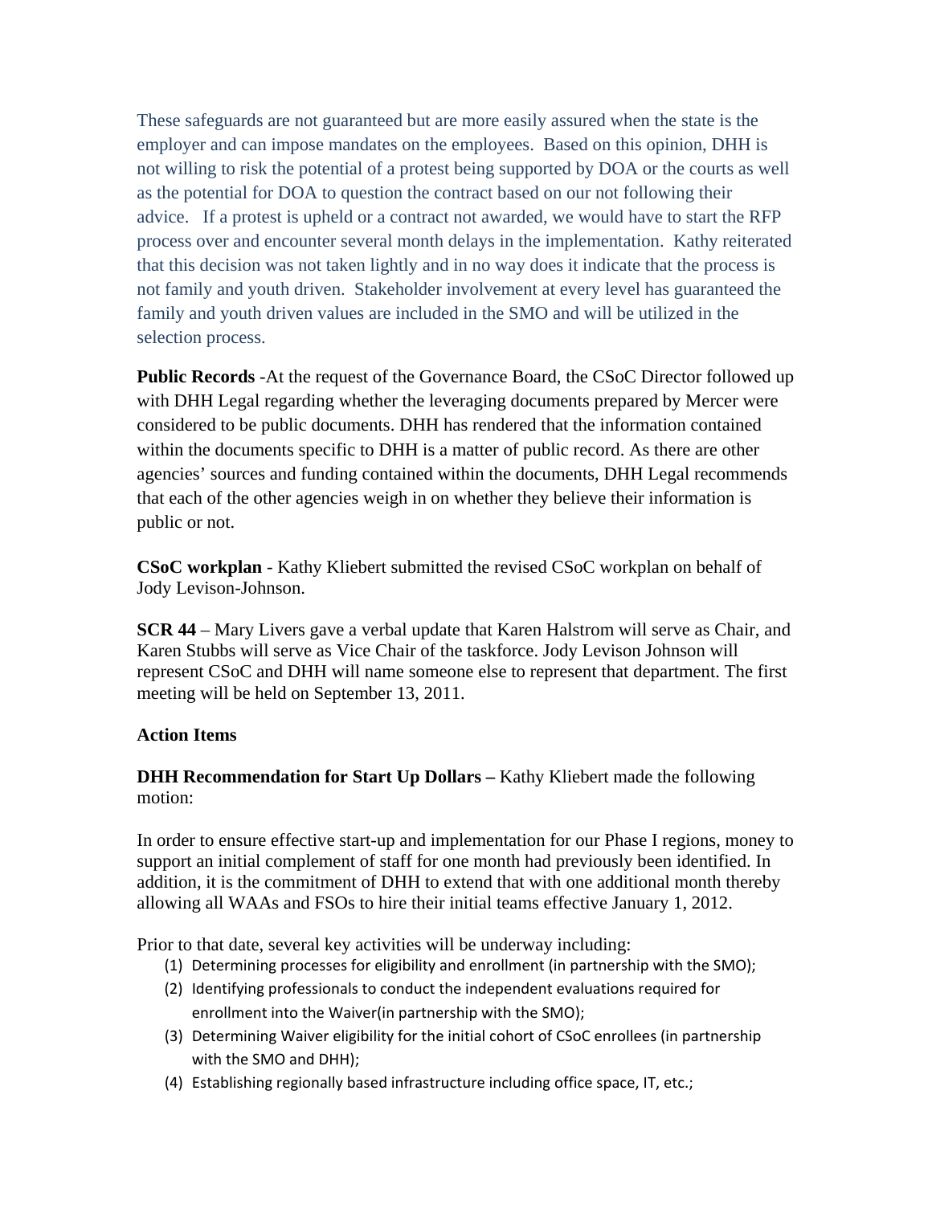These safeguards are not guaranteed but are more easily assured when the state is the employer and can impose mandates on the employees. Based on this opinion, DHH is not willing to risk the potential of a protest being supported by DOA or the courts as well as the potential for DOA to question the contract based on our not following their advice. If a protest is upheld or a contract not awarded, we would have to start the RFP process over and encounter several month delays in the implementation. Kathy reiterated that this decision was not taken lightly and in no way does it indicate that the process is not family and youth driven. Stakeholder involvement at every level has guaranteed the family and youth driven values are included in the SMO and will be utilized in the selection process.

**Public Records** -At the request of the Governance Board, the CSoC Director followed up with DHH Legal regarding whether the leveraging documents prepared by Mercer were considered to be public documents. DHH has rendered that the information contained within the documents specific to DHH is a matter of public record. As there are other agencies' sources and funding contained within the documents, DHH Legal recommends that each of the other agencies weigh in on whether they believe their information is public or not.

**CSoC workplan** - Kathy Kliebert submitted the revised CSoC workplan on behalf of Jody Levison-Johnson.

**SCR 44** – Mary Livers gave a verbal update that Karen Halstrom will serve as Chair, and Karen Stubbs will serve as Vice Chair of the taskforce. Jody Levison Johnson will represent CSoC and DHH will name someone else to represent that department. The first meeting will be held on September 13, 2011.

**Action Items**

**DHH Recommendation for Start Up Dollars –** Kathy Kliebert made the following motion:

In order to ensure effective start-up and implementation for our Phase I regions, money to support an initial complement of staff for one month had previously been identified. In addition, it is the commitment of DHH to extend that with one additional month thereby allowing all WAAs and FSOs to hire their initial teams effective January 1, 2012.

Prior to that date, several key activities will be underway including:

(1) Determining processes for eligibility and enrollment (in partnership with the SMO);
(2) Identifying professionals to conduct the independent evaluations required for enrollment into the Waiver(in partnership with the SMO);
(3) Determining Waiver eligibility for the initial cohort of CSoC enrollees (in partnership with the SMO and DHH);
(4) Establishing regionally based infrastructure including office space, IT, etc.;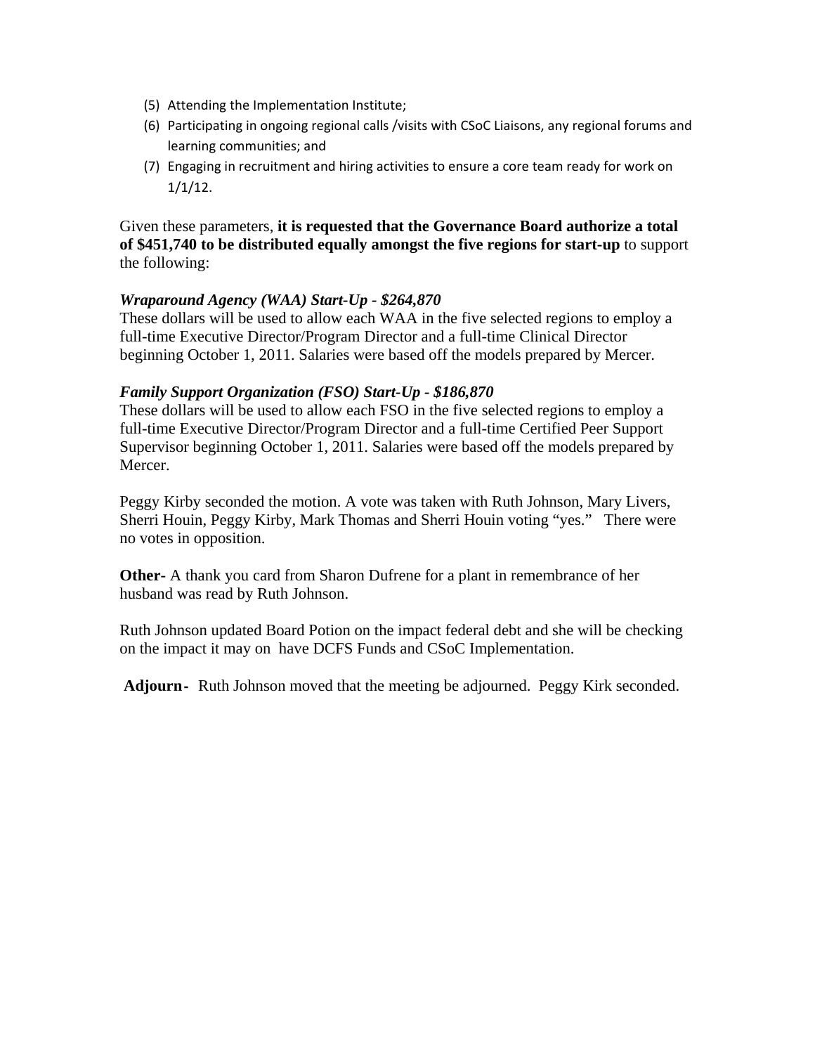(5) Attending the Implementation Institute;
(6) Participating in ongoing regional calls /visits with CSoC Liaisons, any regional forums and learning communities; and
(7) Engaging in recruitment and hiring activities to ensure a core team ready for work on 1/1/12.

Given these parameters, **it is requested that the Governance Board authorize a total of $451,740 to be distributed equally amongst the five regions for start-up** to support the following:

***Wraparound Agency (WAA) Start-Up - $264,870***
These dollars will be used to allow each WAA in the five selected regions to employ a full-time Executive Director/Program Director and a full-time Clinical Director beginning October 1, 2011. Salaries were based off the models prepared by Mercer.

***Family Support Organization (FSO) Start-Up - $186,870***
These dollars will be used to allow each FSO in the five selected regions to employ a full-time Executive Director/Program Director and a full-time Certified Peer Support Supervisor beginning October 1, 2011. Salaries were based off the models prepared by Mercer.

Peggy Kirby seconded the motion. A vote was taken with Ruth Johnson, Mary Livers, Sherri Houin, Peggy Kirby, Mark Thomas and Sherri Houin voting "yes." There were no votes in opposition.

**Other-** A thank you card from Sharon Dufrene for a plant in remembrance of her husband was read by Ruth Johnson.

Ruth Johnson updated Board Potion on the impact federal debt and she will be checking on the impact it may on have DCFS Funds and CSoC Implementation.

**Adjourn-** Ruth Johnson moved that the meeting be adjourned. Peggy Kirk seconded.